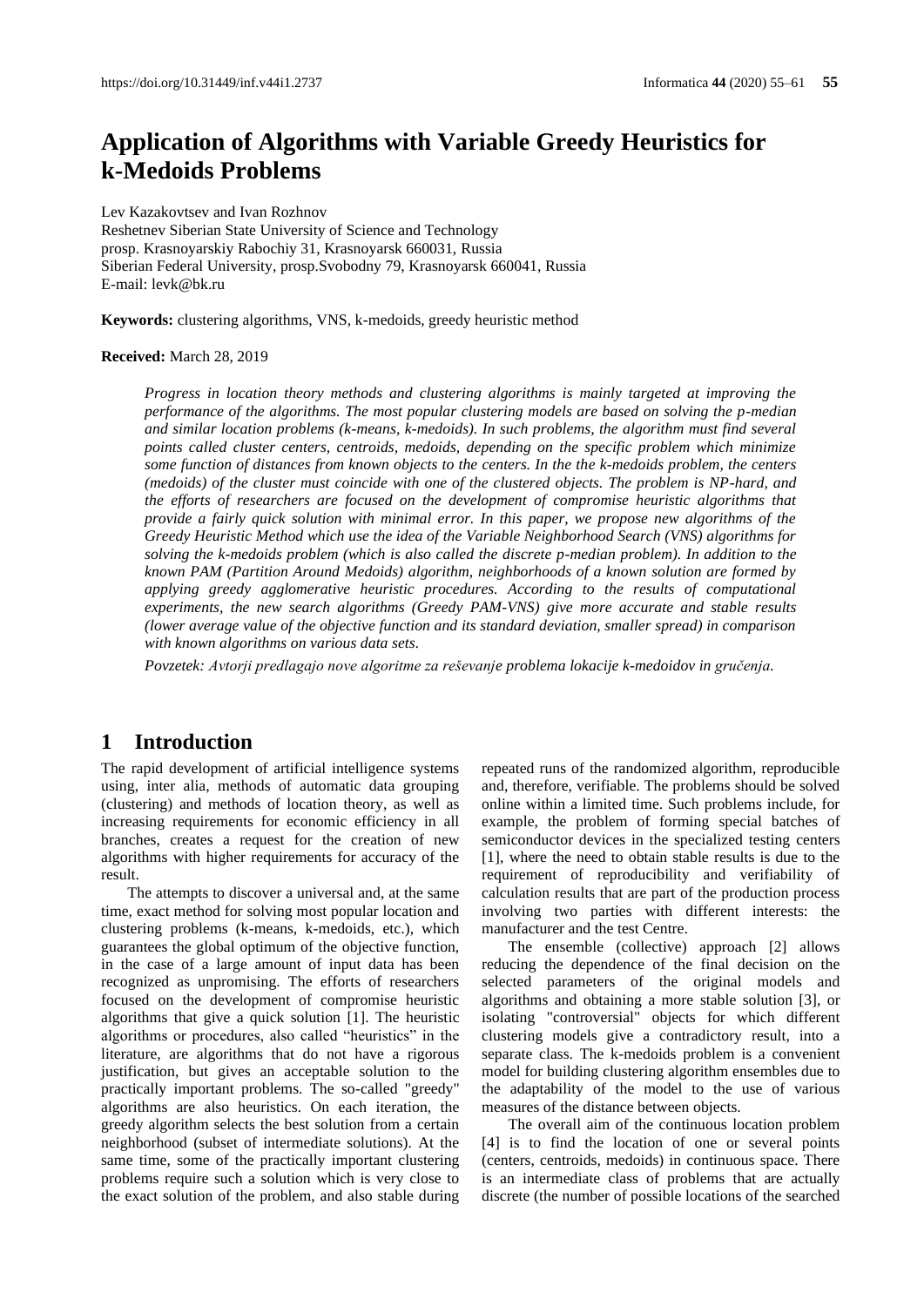# Application of Algorithms with Variable Greedy Heuristics for k-Medoids Problems

Lev Kazakovtsev and Ivan Rozhnov
Reshetnev Siberian State University of Science and Technology
prosp. Krasnoyarskiy Rabochiy 31, Krasnoyarsk 660031, Russia
Siberian Federal University, prosp.Svobodny 79, Krasnoyarsk 660041, Russia
E-mail: levk@bk.ru

**Keywords:** clustering algorithms, VNS, k-medoids, greedy heuristic method

**Received:** March 28, 2019

*Progress in location theory methods and clustering algorithms is mainly targeted at improving the performance of the algorithms. The most popular clustering models are based on solving the p-median and similar location problems (k-means, k-medoids). In such problems, the algorithm must find several points called cluster centers, centroids, medoids, depending on the specific problem which minimize some function of distances from known objects to the centers. In the the k-medoids problem, the centers (medoids) of the cluster must coincide with one of the clustered objects. The problem is NP-hard, and the efforts of researchers are focused on the development of compromise heuristic algorithms that provide a fairly quick solution with minimal error. In this paper, we propose new algorithms of the Greedy Heuristic Method which use the idea of the Variable Neighborhood Search (VNS) algorithms for solving the k-medoids problem (which is also called the discrete p-median problem). In addition to the known PAM (Partition Around Medoids) algorithm, neighborhoods of a known solution are formed by applying greedy agglomerative heuristic procedures. According to the results of computational experiments, the new search algorithms (Greedy PAM-VNS) give more accurate and stable results (lower average value of the objective function and its standard deviation, smaller spread) in comparison with known algorithms on various data sets.*

*Povzetek: Avtorji predlagajo nove algoritme za reševanje problema lokacije k-medoidov in gručenja.*

## 1 Introduction

The rapid development of artificial intelligence systems using, inter alia, methods of automatic data grouping (clustering) and methods of location theory, as well as increasing requirements for economic efficiency in all branches, creates a request for the creation of new algorithms with higher requirements for accuracy of the result.

The attempts to discover a universal and, at the same time, exact method for solving most popular location and clustering problems (k-means, k-medoids, etc.), which guarantees the global optimum of the objective function, in the case of a large amount of input data has been recognized as unpromising. The efforts of researchers focused on the development of compromise heuristic algorithms that give a quick solution [1]. The heuristic algorithms or procedures, also called "heuristics" in the literature, are algorithms that do not have a rigorous justification, but gives an acceptable solution to the practically important problems. The so-called "greedy" algorithms are also heuristics. On each iteration, the greedy algorithm selects the best solution from a certain neighborhood (subset of intermediate solutions). At the same time, some of the practically important clustering problems require such a solution which is very close to the exact solution of the problem, and also stable during repeated runs of the randomized algorithm, reproducible and, therefore, verifiable. The problems should be solved online within a limited time. Such problems include, for example, the problem of forming special batches of semiconductor devices in the specialized testing centers [1], where the need to obtain stable results is due to the requirement of reproducibility and verifiability of calculation results that are part of the production process involving two parties with different interests: the manufacturer and the test Centre.

The ensemble (collective) approach [2] allows reducing the dependence of the final decision on the selected parameters of the original models and algorithms and obtaining a more stable solution [3], or isolating "controversial" objects for which different clustering models give a contradictory result, into a separate class. The k-medoids problem is a convenient model for building clustering algorithm ensembles due to the adaptability of the model to the use of various measures of the distance between objects.

The overall aim of the continuous location problem [4] is to find the location of one or several points (centers, centroids, medoids) in continuous space. There is an intermediate class of problems that are actually discrete (the number of possible locations of the searched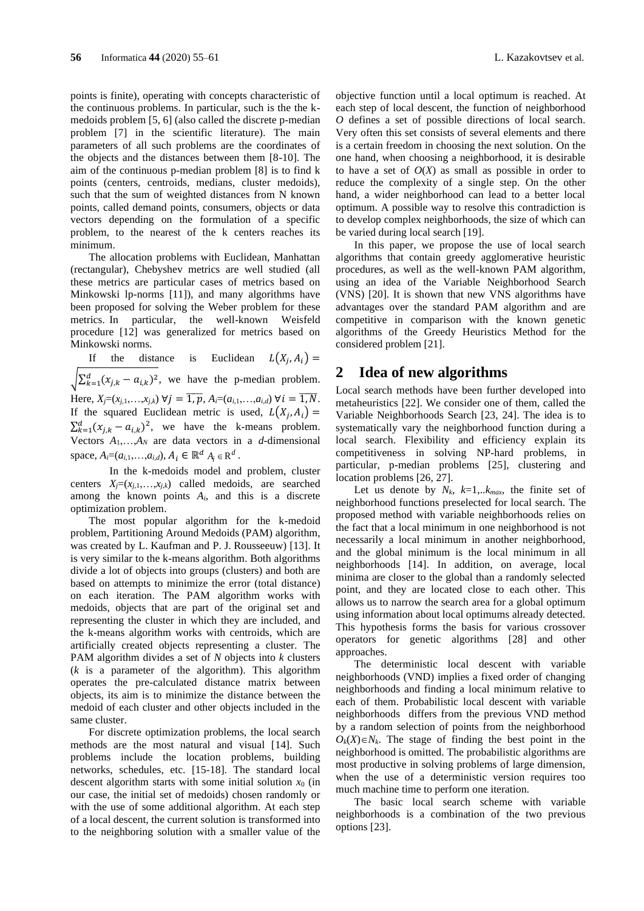points is finite), operating with concepts characteristic of the continuous problems. In particular, such is the the k-medoids problem [5, 6] (also called the discrete p-median problem [7] in the scientific literature). The main parameters of all such problems are the coordinates of the objects and the distances between them [8-10]. The aim of the continuous p-median problem [8] is to find k points (centers, centroids, medians, cluster medoids), such that the sum of weighted distances from N known points, called demand points, consumers, objects or data vectors depending on the formulation of a specific problem, to the nearest of the k centers reaches its minimum.

The allocation problems with Euclidean, Manhattan (rectangular), Chebyshev metrics are well studied (all these metrics are particular cases of metrics based on Minkowski lp-norms [11]), and many algorithms have been proposed for solving the Weber problem for these metrics. In particular, the well-known Weisfeld procedure [12] was generalized for metrics based on Minkowski norms.

If the distance is Euclidean $L(X_j, A_i) = \sqrt{\sum_{k=1}^{d}(x_{j,k} - a_{i,k})^2}$, we have the p-median problem. Here, $X_j=(x_{j,1},\ldots,x_{j,k})$ $\forall j = \overline{1,p}$, $A_i=(a_{i,1},\ldots,a_{i,d})$ $\forall i = \overline{1,N}$. If the squared Euclidean metric is used, $L(X_j, A_i) = \sum_{k=1}^{d}(x_{j,k} - a_{i,k})^2$, we have the k-means problem. Vectors $A_1,\ldots,A_N$ are data vectors in a $d$-dimensional space, $A_i=(a_{i,1},\ldots,a_{i,d})$, $A_i \in \mathbb{R}^d$.

In the k-medoids model and problem, cluster centers $X_j=(x_{j,1},\ldots,x_{j,k})$ called medoids, are searched among the known points $A_i$, and this is a discrete optimization problem.

The most popular algorithm for the k-medoid problem, Partitioning Around Medoids (PAM) algorithm, was created by L. Kaufman and P. J. Rousseeuw) [13]. It is very similar to the k-means algorithm. Both algorithms divide a lot of objects into groups (clusters) and both are based on attempts to minimize the error (total distance) on each iteration. The PAM algorithm works with medoids, objects that are part of the original set and representing the cluster in which they are included, and the k-means algorithm works with centroids, which are artificially created objects representing a cluster. The PAM algorithm divides a set of $N$ objects into $k$ clusters ($k$ is a parameter of the algorithm). This algorithm operates the pre-calculated distance matrix between objects, its aim is to minimize the distance between the medoid of each cluster and other objects included in the same cluster.

For discrete optimization problems, the local search methods are the most natural and visual [14]. Such problems include the location problems, building networks, schedules, etc. [15-18]. The standard local descent algorithm starts with some initial solution $x_0$ (in our case, the initial set of medoids) chosen randomly or with the use of some additional algorithm. At each step of a local descent, the current solution is transformed into to the neighboring solution with a smaller value of the objective function until a local optimum is reached. At each step of local descent, the function of neighborhood $O$ defines a set of possible directions of local search. Very often this set consists of several elements and there is a certain freedom in choosing the next solution. On the one hand, when choosing a neighborhood, it is desirable to have a set of $O(X)$ as small as possible in order to reduce the complexity of a single step. On the other hand, a wider neighborhood can lead to a better local optimum. A possible way to resolve this contradiction is to develop complex neighborhoods, the size of which can be varied during local search [19].

In this paper, we propose the use of local search algorithms that contain greedy agglomerative heuristic procedures, as well as the well-known PAM algorithm, using an idea of the Variable Neighborhood Search (VNS) [20]. It is shown that new VNS algorithms have advantages over the standard PAM algorithm and are competitive in comparison with the known genetic algorithms of the Greedy Heuristics Method for the considered problem [21].

## 2 Idea of new algorithms

Local search methods have been further developed into metaheuristics [22]. We consider one of them, called the Variable Neighborhoods Search [23, 24]. The idea is to systematically vary the neighborhood function during a local search. Flexibility and efficiency explain its competitiveness in solving NP-hard problems, in particular, p-median problems [25], clustering and location problems [26, 27].

Let us denote by $N_k$, $k=1,..k_{max}$, the finite set of neighborhood functions preselected for local search. The proposed method with variable neighborhoods relies on the fact that a local minimum in one neighborhood is not necessarily a local minimum in another neighborhood, and the global minimum is the local minimum in all neighborhoods [14]. In addition, on average, local minima are closer to the global than a randomly selected point, and they are located close to each other. This allows us to narrow the search area for a global optimum using information about local optimums already detected. This hypothesis forms the basis for various crossover operators for genetic algorithms [28] and other approaches.

The deterministic local descent with variable neighborhoods (VND) implies a fixed order of changing neighborhoods and finding a local minimum relative to each of them. Probabilistic local descent with variable neighborhoods differs from the previous VND method by a random selection of points from the neighborhood $O_k(X)\in N_k$. The stage of finding the best point in the neighborhood is omitted. The probabilistic algorithms are most productive in solving problems of large dimension, when the use of a deterministic version requires too much machine time to perform one iteration.

The basic local search scheme with variable neighborhoods is a combination of the two previous options [23].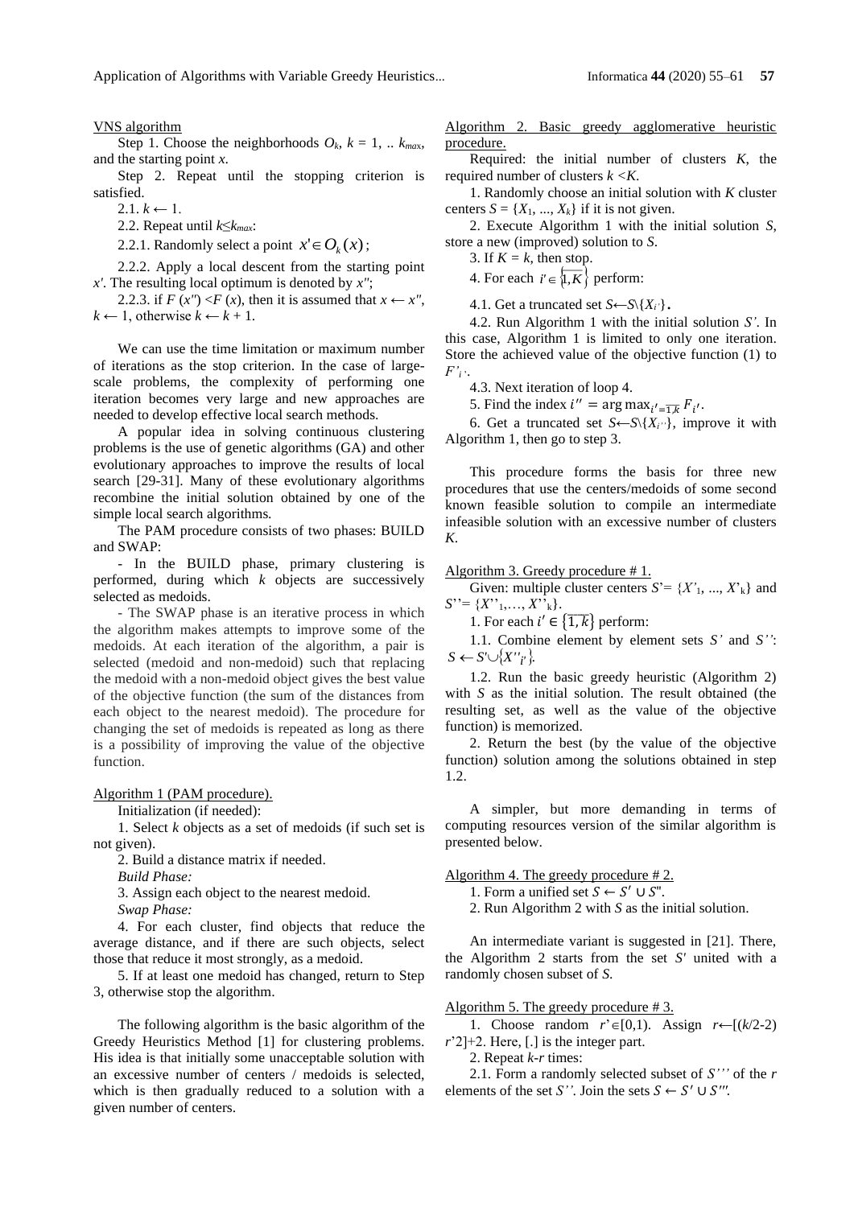VNS algorithm

Step 1. Choose the neighborhoods $O_k$, $k = 1, .. k_{max}$, and the starting point $x$.

Step 2. Repeat until the stopping criterion is satisfied.

2.1. $k \leftarrow 1$.

2.2. Repeat until $k \leq k_{max}$:

2.2.1. Randomly select a point $x' \in O_k(x)$;

2.2.2. Apply a local descent from the starting point $x'$. The resulting local optimum is denoted by $x''$;

2.2.3. if $F(x'') < F(x)$, then it is assumed that $x \leftarrow x''$, $k \leftarrow 1$, otherwise $k \leftarrow k + 1$.

We can use the time limitation or maximum number of iterations as the stop criterion. In the case of large-scale problems, the complexity of performing one iteration becomes very large and new approaches are needed to develop effective local search methods.

A popular idea in solving continuous clustering problems is the use of genetic algorithms (GA) and other evolutionary approaches to improve the results of local search [29-31]. Many of these evolutionary algorithms recombine the initial solution obtained by one of the simple local search algorithms.

The PAM procedure consists of two phases: BUILD and SWAP:

- In the BUILD phase, primary clustering is performed, during which $k$ objects are successively selected as medoids.

- The SWAP phase is an iterative process in which the algorithm makes attempts to improve some of the medoids. At each iteration of the algorithm, a pair is selected (medoid and non-medoid) such that replacing the medoid with a non-medoid object gives the best value of the objective function (the sum of the distances from each object to the nearest medoid). The procedure for changing the set of medoids is repeated as long as there is a possibility of improving the value of the objective function.

Algorithm 1 (PAM procedure).

Initialization (if needed):

1. Select $k$ objects as a set of medoids (if such set is not given).

2. Build a distance matrix if needed.

*Build Phase:*

3. Assign each object to the nearest medoid.

*Swap Phase:*

4. For each cluster, find objects that reduce the average distance, and if there are such objects, select those that reduce it most strongly, as a medoid.

5. If at least one medoid has changed, return to Step 3, otherwise stop the algorithm.

The following algorithm is the basic algorithm of the Greedy Heuristics Method [1] for clustering problems. His idea is that initially some unacceptable solution with an excessive number of centers / medoids is selected, which is then gradually reduced to a solution with a given number of centers.

Algorithm 2. Basic greedy agglomerative heuristic procedure.

Required: the initial number of clusters $K$, the required number of clusters $k < K$.

1. Randomly choose an initial solution with $K$ cluster centers $S = \{X_1, ..., X_k\}$ if it is not given.

2. Execute Algorithm 1 with the initial solution $S$, store a new (improved) solution to $S$.

3. If $K = k$, then stop.

4. For each $i' \in \overline{\{1, K\}}$ perform:

4.1. Get a truncated set $S \leftarrow S \setminus \{X_{i'}\}$.

4.2. Run Algorithm 1 with the initial solution $S'$. In this case, Algorithm 1 is limited to only one iteration. Store the achieved value of the objective function (1) to $F'_{i'}$.

4.3. Next iteration of loop 4.

5. Find the index $i'' = \arg\max_{i'=\overline{1,k}} F_{i'}$.

6. Get a truncated set $S \leftarrow S \setminus \{X_{i''}\}$, improve it with Algorithm 1, then go to step 3.

This procedure forms the basis for three new procedures that use the centers/medoids of some second known feasible solution to compile an intermediate infeasible solution with an excessive number of clusters $K$.

Algorithm 3. Greedy procedure # 1.

Given: multiple cluster centers $S' = \{X'_1, ..., X'_k\}$ and $S'' = \{X''_1, ..., X''_k\}$.

1. For each $i' \in \overline{\{1, k\}}$ perform:

1.1. Combine element by element sets $S'$ and $S''$: $S \leftarrow S' \cup \{X''_{i'}\}$.

1.2. Run the basic greedy heuristic (Algorithm 2) with $S$ as the initial solution. The result obtained (the resulting set, as well as the value of the objective function) is memorized.

2. Return the best (by the value of the objective function) solution among the solutions obtained in step 1.2.

A simpler, but more demanding in terms of computing resources version of the similar algorithm is presented below.

Algorithm 4. The greedy procedure # 2.

1. Form a unified set $S \leftarrow S' \cup S''$.

2. Run Algorithm 2 with $S$ as the initial solution.

An intermediate variant is suggested in [21]. There, the Algorithm 2 starts from the set $S'$ united with a randomly chosen subset of $S$.

Algorithm 5. The greedy procedure # 3.

1. Choose random $r' \in [0,1)$. Assign $r \leftarrow [(k/2\text{-}2)\, r'2]+2$. Here, [.] is the integer part.

2. Repeat $k$-$r$ times:

2.1. Form a randomly selected subset of $S'''$ of the $r$ elements of the set $S''$. Join the sets $S \leftarrow S' \cup S'''$.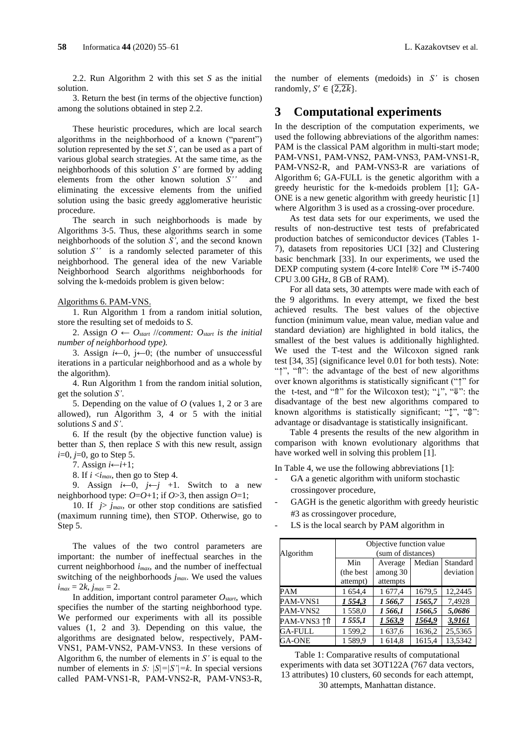2.2. Run Algorithm 2 with this set *S* as the initial solution.

3. Return the best (in terms of the objective function) among the solutions obtained in step 2.2.

These heuristic procedures, which are local search algorithms in the neighborhood of a known ("parent") solution represented by the set *S'*, can be used as a part of various global search strategies. At the same time, as the neighborhoods of this solution *S'* are formed by adding elements from the other known solution *S''* and eliminating the excessive elements from the unified solution using the basic greedy agglomerative heuristic procedure.

The search in such neighborhoods is made by Algorithms 3-5. Thus, these algorithms search in some neighborhoods of the solution *S'*, and the second known solution *S''* is a randomly selected parameter of this neighborhood. The general idea of the new Variable Neighborhood Search algorithms neighborhoods for solving the k-medoids problem is given below:

Algorithms 6. PAM-VNS.

1. Run Algorithm 1 from a random initial solution, store the resulting set of medoids to *S*.

2. Assign $O \leftarrow O_{start}$ //*comment: $O_{start}$ is the initial number of neighborhood type).*

3. Assign $i \leftarrow 0$, $j \leftarrow 0$; (the number of unsuccessful iterations in a particular neighborhood and as a whole by the algorithm).

4. Run Algorithm 1 from the random initial solution, get the solution *S'*.

5. Depending on the value of *O* (values 1, 2 or 3 are allowed), run Algorithm 3, 4 or 5 with the initial solutions *S* and *S'*.

6. If the result (by the objective function value) is better than *S*, then replace *S* with this new result, assign $i$=0, $j$=0, go to Step 5.

7. Assign $i \leftarrow i+1$;

8. If $i < i_{max}$, then go to Step 4.

9. Assign $i \leftarrow 0$, $j \leftarrow j+1$. Switch to a new neighborhood type: $O$=$O$+1; if $O$>3, then assign $O$=1;

10. If $j > j_{max}$, or other stop conditions are satisfied (maximum running time), then STOP. Otherwise, go to Step 5.

The values of the two control parameters are important: the number of ineffectual searches in the current neighborhood $i_{max}$, and the number of ineffectual switching of the neighborhoods $j_{max}$. We used the values $i_{max} = 2k$, $j_{max} = 2$.

In addition, important control parameter $O_{start}$, which specifies the number of the starting neighborhood type. We performed our experiments with all its possible values (1, 2 and 3). Depending on this value, the algorithms are designated below, respectively, PAM-VNS1, PAM-VNS2, PAM-VNS3. In these versions of Algorithm 6, the number of elements in *S'* is equal to the number of elements in *S*: $|S|=|S'|=k$. In special versions called PAM-VNS1-R, PAM-VNS2-R, PAM-VNS3-R, the number of elements (medoids) in *S'* is chosen randomly, $S' \in \{\overline{2,2k}\}$.

## 3 Computational experiments

In the description of the computation experiments, we used the following abbreviations of the algorithm names: PAM is the classical PAM algorithm in multi-start mode; PAM-VNS1, PAM-VNS2, PAM-VNS3, PAM-VNS1-R, PAM-VNS2-R, and PAM-VNS3-R are variations of Algorithm 6; GA-FULL is the genetic algorithm with a greedy heuristic for the k-medoids problem [1]; GA-ONE is a new genetic algorithm with greedy heuristic [1] where Algorithm 3 is used as a crossing-over procedure.

As test data sets for our experiments, we used the results of non-destructive test tests of prefabricated production batches of semiconductor devices (Tables 1-7), datasets from repositories UCI [32] and Clustering basic benchmark [33]. In our experiments, we used the DEXP computing system (4-core Intel® Core ™ i5-7400 CPU 3.00 GHz, 8 GB of RAM).

For all data sets, 30 attempts were made with each of the 9 algorithms. In every attempt, we fixed the best achieved results. The best values of the objective function (minimum value, mean value, median value and standard deviation) are highlighted in bold italics, the smallest of the best values is additionally highlighted. We used the T-test and the Wilcoxon signed rank test [34, 35] (significance level 0.01 for both tests). Note: "↑", "⇑": the advantage of the best of new algorithms over known algorithms is statistically significant ("↑" for the t-test, and "⇑" for the Wilcoxon test); "↓", "⇓": the disadvantage of the best new algorithms compared to known algorithms is statistically significant; "↕", "⇕": advantage or disadvantage is statistically insignificant.

Table 4 presents the results of the new algorithm in comparison with known evolutionary algorithms that have worked well in solving this problem [1].

In Table 4, we use the following abbreviations [1]:

- GA a genetic algorithm with uniform stochastic crossingover procedure,
- GAGH is the genetic algorithm with greedy heuristic #3 as crossingover procedure,
- LS is the local search by PAM algorithm in

| Algorithm | Objective function value (sum of distances) | | | |
|---|---|---|---|---|
| | Min (the best attempt) | Average among 30 attempts | Median | Standard deviation |
| PAM | 1 654,4 | 1 677,4 | 1679,5 | 12,2445 |
| PAM-VNS1 | ***1 554,3*** | ***1 566,7*** | ***1565,7*** | 7,4928 |
| PAM-VNS2 | 1 558,0 | ***1 566,1*** | ***1566,5*** | ***5,0686*** |
| PAM-VNS3 ↑⇑ | ***1 555,1*** | ***<u>1 563,9</u>*** | ***<u>1564,9</u>*** | ***<u>3,9161</u>*** |
| GA-FULL | 1 599,2 | 1 637,6 | 1636,2 | 25,5365 |
| GA-ONE | 1 589,9 | 1 614,8 | 1615,4 | 13,5342 |

Table 1: Comparative results of computational experiments with data set 3OT122A (767 data vectors, 13 attributes) 10 clusters, 60 seconds for each attempt, 30 attempts, Manhattan distance.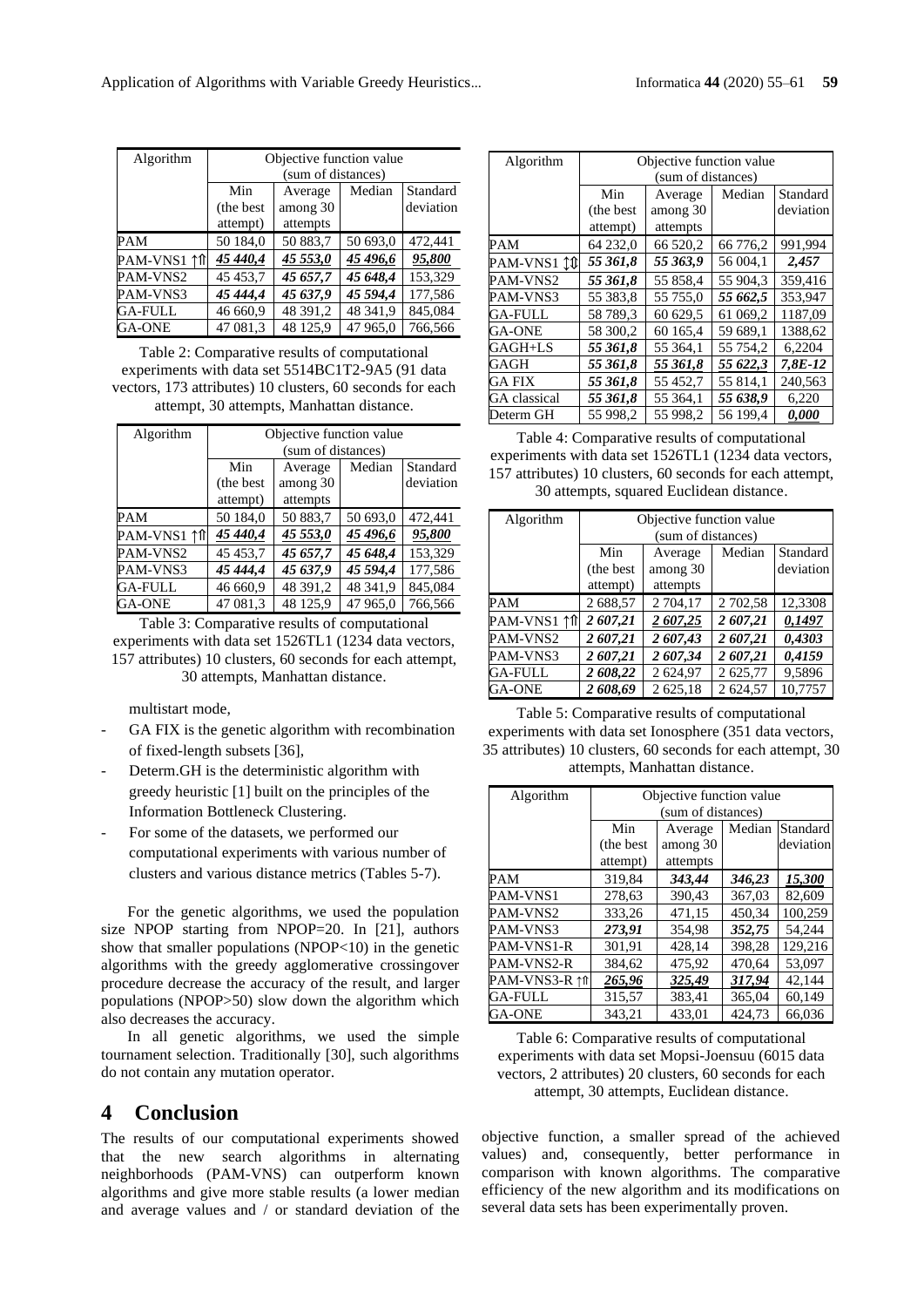| Algorithm | Objective function value (sum of distances) | | | |
|---|---|---|---|---|
| | Min (the best attempt) | Average among 30 attempts | Median | Standard deviation |
| PAM | 50 184,0 | 50 883,7 | 50 693,0 | 472,441 |
| PAM-VNS1 ↑⇑ | ***45 440,4*** | ***45 553,0*** | ***45 496,6*** | ***95,800*** |
| PAM-VNS2 | 45 453,7 | *45 657,7* | *45 648,4* | 153,329 |
| PAM-VNS3 | *45 444,4* | *45 637,9* | *45 594,4* | 177,586 |
| GA-FULL | 46 660,9 | 48 391,2 | 48 341,9 | 845,084 |
| GA-ONE | 47 081,3 | 48 125,9 | 47 965,0 | 766,566 |

Table 2: Comparative results of computational experiments with data set 5514BC1T2-9A5 (91 data vectors, 173 attributes) 10 clusters, 60 seconds for each attempt, 30 attempts, Manhattan distance.

| Algorithm | Objective function value (sum of distances) | | | |
|---|---|---|---|---|
| | Min (the best attempt) | Average among 30 attempts | Median | Standard deviation |
| PAM | 50 184,0 | 50 883,7 | 50 693,0 | 472,441 |
| PAM-VNS1 ↑⇑ | ***45 440,4*** | ***45 553,0*** | ***45 496,6*** | ***95,800*** |
| PAM-VNS2 | 45 453,7 | *45 657,7* | *45 648,4* | 153,329 |
| PAM-VNS3 | *45 444,4* | *45 637,9* | *45 594,4* | 177,586 |
| GA-FULL | 46 660,9 | 48 391,2 | 48 341,9 | 845,084 |
| GA-ONE | 47 081,3 | 48 125,9 | 47 965,0 | 766,566 |

Table 3: Comparative results of computational experiments with data set 1526TL1 (1234 data vectors, 157 attributes) 10 clusters, 60 seconds for each attempt, 30 attempts, Manhattan distance.

multistart mode,

- GA FIX is the genetic algorithm with recombination of fixed-length subsets [36],
- Determ.GH is the deterministic algorithm with greedy heuristic [1] built on the principles of the Information Bottleneck Clustering.
- For some of the datasets, we performed our computational experiments with various number of clusters and various distance metrics (Tables 5-7).

For the genetic algorithms, we used the population size NPOP starting from NPOP=20. In [21], authors show that smaller populations (NPOP<10) in the genetic algorithms with the greedy agglomerative crossingover procedure decrease the accuracy of the result, and larger populations (NPOP>50) slow down the algorithm which also decreases the accuracy.

In all genetic algorithms, we used the simple tournament selection. Traditionally [30], such algorithms do not contain any mutation operator.

| Algorithm | Objective function value (sum of distances) | | | |
|---|---|---|---|---|
| | Min (the best attempt) | Average among 30 attempts | Median | Standard deviation |
| PAM | 64 232,0 | 66 520,2 | 66 776,2 | 991,994 |
| PAM-VNS1 ↕⇕ | *55 361,8* | *55 363,9* | 56 004,1 | *2,457* |
| PAM-VNS2 | *55 361,8* | 55 858,4 | 55 904,3 | 359,416 |
| PAM-VNS3 | 55 383,8 | 55 755,0 | *55 662,5* | 353,947 |
| GA-FULL | 58 789,3 | 60 629,5 | 61 069,2 | 1187,09 |
| GA-ONE | 58 300,2 | 60 165,4 | 59 689,1 | 1388,62 |
| GAGH+LS | *55 361,8* | 55 364,1 | 55 754,2 | 6,2204 |
| GAGH | *55 361,8* | ***55 361,8*** | *55 622,3* | *7,8E-12* |
| GA FIX | *55 361,8* | 55 452,7 | 55 814,1 | 240,563 |
| GA classical | *55 361,8* | 55 364,1 | *55 638,9* | 6,220 |
| Determ GH | 55 998,2 | 55 998,2 | 56 199,4 | ***0,000*** |

Table 4: Comparative results of computational experiments with data set 1526TL1 (1234 data vectors, 157 attributes) 10 clusters, 60 seconds for each attempt, 30 attempts, squared Euclidean distance.

| Algorithm | Objective function value (sum of distances) | | | |
|---|---|---|---|---|
| | Min (the best attempt) | Average among 30 attempts | Median | Standard deviation |
| PAM | 2 688,57 | 2 704,17 | 2 702,58 | 12,3308 |
| PAM-VNS1 ↑⇑ | *2 607,21* | ***2 607,25*** | *2 607,21* | ***0,1497*** |
| PAM-VNS2 | *2 607,21* | *2 607,43* | *2 607,21* | *0,4303* |
| PAM-VNS3 | *2 607,21* | *2 607,34* | *2 607,21* | *0,4159* |
| GA-FULL | *2 608,22* | 2 624,97 | 2 625,77 | 9,5896 |
| GA-ONE | *2 608,69* | 2 625,18 | 2 624,57 | 10,7757 |

Table 5: Comparative results of computational experiments with data set Ionosphere (351 data vectors, 35 attributes) 10 clusters, 60 seconds for each attempt, 30 attempts, Manhattan distance.

| Algorithm | Objective function value (sum of distances) | | | |
|---|---|---|---|---|
| | Min (the best attempt) | Average among 30 attempts | Median | Standard deviation |
| PAM | 319,84 | *343,44* | *346,23* | ***15,300*** |
| PAM-VNS1 | 278,63 | 390,43 | 367,03 | 82,609 |
| PAM-VNS2 | 333,26 | 471,15 | 450,34 | 100,259 |
| PAM-VNS3 | *273,91* | 354,98 | *352,75* | 54,244 |
| PAM-VNS1-R | 301,91 | 428,14 | 398,28 | 129,216 |
| PAM-VNS2-R | 384,62 | 475,92 | 470,64 | 53,097 |
| PAM-VNS3-R ↑⇑ | ***265,96*** | ***325,49*** | ***317,94*** | 42,144 |
| GA-FULL | 315,57 | 383,41 | 365,04 | 60,149 |
| GA-ONE | 343,21 | 433,01 | 424,73 | 66,036 |

Table 6: Comparative results of computational experiments with data set Mopsi-Joensuu (6015 data vectors, 2 attributes) 20 clusters, 60 seconds for each attempt, 30 attempts, Euclidean distance.

# 4 Conclusion

The results of our computational experiments showed that the new search algorithms in alternating neighborhoods (PAM-VNS) can outperform known algorithms and give more stable results (a lower median and average values and / or standard deviation of the objective function, a smaller spread of the achieved values) and, consequently, better performance in comparison with known algorithms. The comparative efficiency of the new algorithm and its modifications on several data sets has been experimentally proven.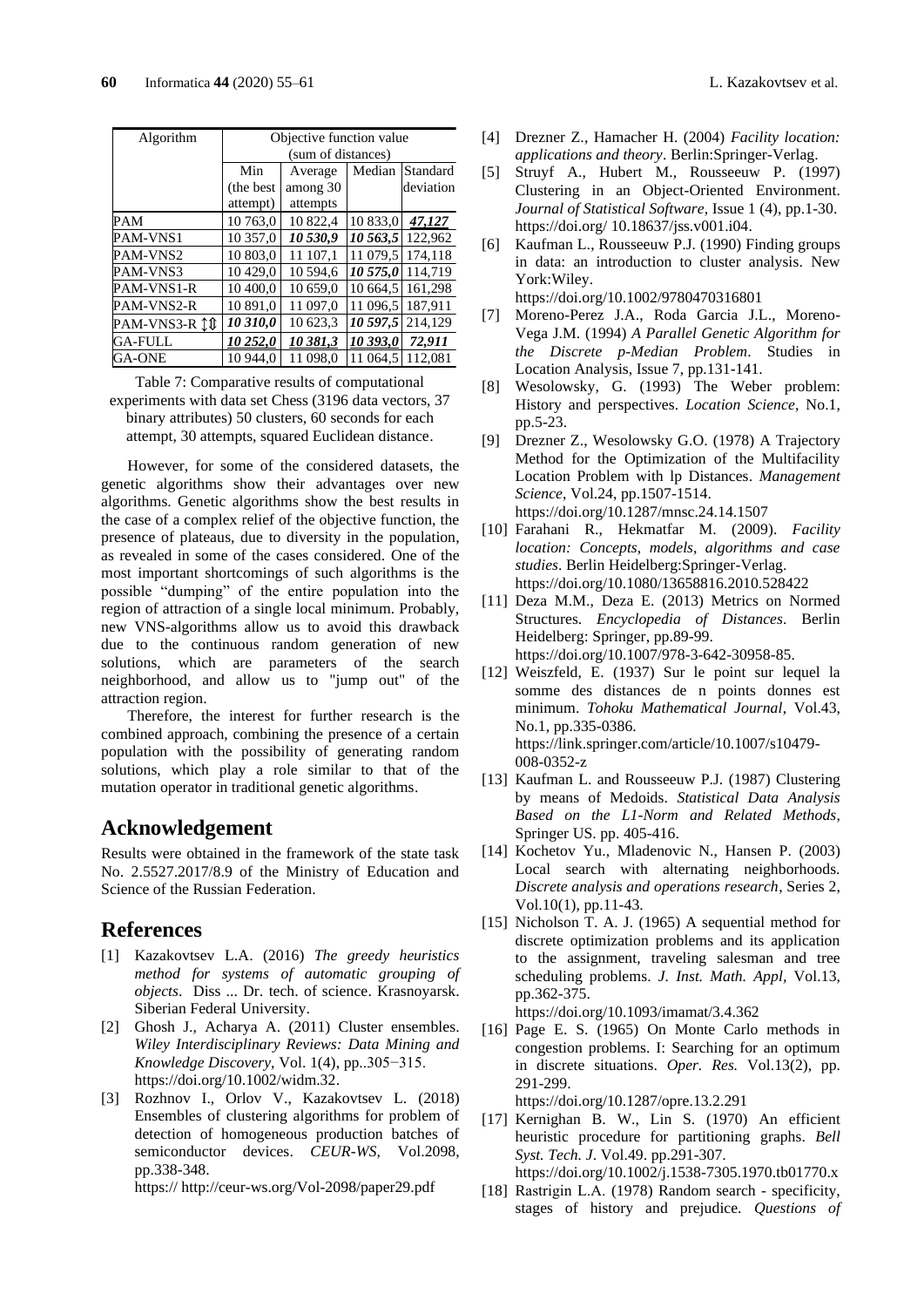| Algorithm | Objective function value (sum of distances) | | | |
|---|---|---|---|---|
| | Min (the best attempt) | Average among 30 attempts | Median | Standard deviation |
| PAM | 10 763,0 | 10 822,4 | 10 833,0 | ***47,127*** |
| PAM-VNS1 | 10 357,0 | ***10 530,9*** | ***10 563,5*** | 122,962 |
| PAM-VNS2 | 10 803,0 | 11 107,1 | 11 079,5 | 174,118 |
| PAM-VNS3 | 10 429,0 | 10 594,6 | ***10 575,0*** | 114,719 |
| PAM-VNS1-R | 10 400,0 | 10 659,0 | 10 664,5 | 161,298 |
| PAM-VNS2-R | 10 891,0 | 11 097,0 | 11 096,5 | 187,911 |
| PAM-VNS3-R ↕⇕ | ***10 310,0*** | 10 623,3 | ***10 597,5*** | 214,129 |
| GA-FULL | ***10 252,0*** | ***10 381,3*** | ***10 393,0*** | ***72,911*** |
| GA-ONE | 10 944,0 | 11 098,0 | 11 064,5 | 112,081 |

Table 7: Comparative results of computational experiments with data set Chess (3196 data vectors, 37 binary attributes) 50 clusters, 60 seconds for each attempt, 30 attempts, squared Euclidean distance.

However, for some of the considered datasets, the genetic algorithms show their advantages over new algorithms. Genetic algorithms show the best results in the case of a complex relief of the objective function, the presence of plateaus, due to diversity in the population, as revealed in some of the cases considered. One of the most important shortcomings of such algorithms is the possible "dumping" of the entire population into the region of attraction of a single local minimum. Probably, new VNS-algorithms allow us to avoid this drawback due to the continuous random generation of new solutions, which are parameters of the search neighborhood, and allow us to "jump out" of the attraction region.

Therefore, the interest for further research is the combined approach, combining the presence of a certain population with the possibility of generating random solutions, which play a role similar to that of the mutation operator in traditional genetic algorithms.

## Acknowledgement

Results were obtained in the framework of the state task No. 2.5527.2017/8.9 of the Ministry of Education and Science of the Russian Federation.

## References

[1] Kazakovtsev L.A. (2016) *The greedy heuristics method for systems of automatic grouping of objects*. Diss ... Dr. tech. of science. Krasnoyarsk. Siberian Federal University.

[2] Ghosh J., Acharya A. (2011) Cluster ensembles. *Wiley Interdisciplinary Reviews: Data Mining and Knowledge Discovery*, Vol. 1(4), pp..305−315. https://doi.org/10.1002/widm.32.

[3] Rozhnov I., Orlov V., Kazakovtsev L. (2018) Ensembles of clustering algorithms for problem of detection of homogeneous production batches of semiconductor devices. *CEUR-WS*, Vol.2098, pp.338-348. https:// http://ceur-ws.org/Vol-2098/paper29.pdf

[4] Drezner Z., Hamacher H. (2004) *Facility location: applications and theory*. Berlin:Springer-Verlag.

[5] Struyf A., Hubert M., Rousseeuw P. (1997) Clustering in an Object-Oriented Environment. *Journal of Statistical Software*, Issue 1 (4), pp.1-30. https://doi.org/ 10.18637/jss.v001.i04.

[6] Kaufman L., Rousseeuw P.J. (1990) Finding groups in data: an introduction to cluster analysis. New York:Wiley. https://doi.org/10.1002/9780470316801

[7] Moreno-Perez J.A., Roda Garcia J.L., Moreno-Vega J.M. (1994) *A Parallel Genetic Algorithm for the Discrete p-Median Problem*. Studies in Location Analysis, Issue 7, pp.131-141.

[8] Wesolowsky, G. (1993) The Weber problem: History and perspectives. *Location Science*, No.1, pp.5-23.

[9] Drezner Z., Wesolowsky G.O. (1978) A Trajectory Method for the Optimization of the Multifacility Location Problem with lp Distances. *Management Science*, Vol.24, pp.1507-1514. https://doi.org/10.1287/mnsc.24.14.1507

[10] Farahani R., Hekmatfar M. (2009). *Facility location: Concepts, models, algorithms and case studies*. Berlin Heidelberg:Springer-Verlag. https://doi.org/10.1080/13658816.2010.528422

[11] Deza M.M., Deza E. (2013) Metrics on Normed Structures. *Encyclopedia of Distances*. Berlin Heidelberg: Springer, pp.89-99. https://doi.org/10.1007/978-3-642-30958-85.

[12] Weiszfeld, E. (1937) Sur le point sur lequel la somme des distances de n points donnes est minimum. *Tohoku Mathematical Journal*, Vol.43, No.1, pp.335-0386. https://link.springer.com/article/10.1007/s10479-008-0352-z

[13] Kaufman L. and Rousseeuw P.J. (1987) Clustering by means of Medoids. *Statistical Data Analysis Based on the L1-Norm and Related Methods*, Springer US. pp. 405-416.

[14] Kochetov Yu., Mladenovic N., Hansen P. (2003) Local search with alternating neighborhoods. *Discrete analysis and operations research*, Series 2, Vol.10(1), pp.11-43.

[15] Nicholson T. A. J. (1965) A sequential method for discrete optimization problems and its application to the assignment, traveling salesman and tree scheduling problems. *J. Inst. Math. Appl*, Vol.13, pp.362-375. https://doi.org/10.1093/imamat/3.4.362

[16] Page E. S. (1965) On Monte Carlo methods in congestion problems. I: Searching for an optimum in discrete situations. *Oper. Res.* Vol.13(2), pp. 291-299. https://doi.org/10.1287/opre.13.2.291

[17] Kernighan B. W., Lin S. (1970) An efficient heuristic procedure for partitioning graphs. *Bell Syst. Tech. J*. Vol.49. pp.291-307. https://doi.org/10.1002/j.1538-7305.1970.tb01770.x

[18] Rastrigin L.A. (1978) Random search - specificity, stages of history and prejudice. *Questions of*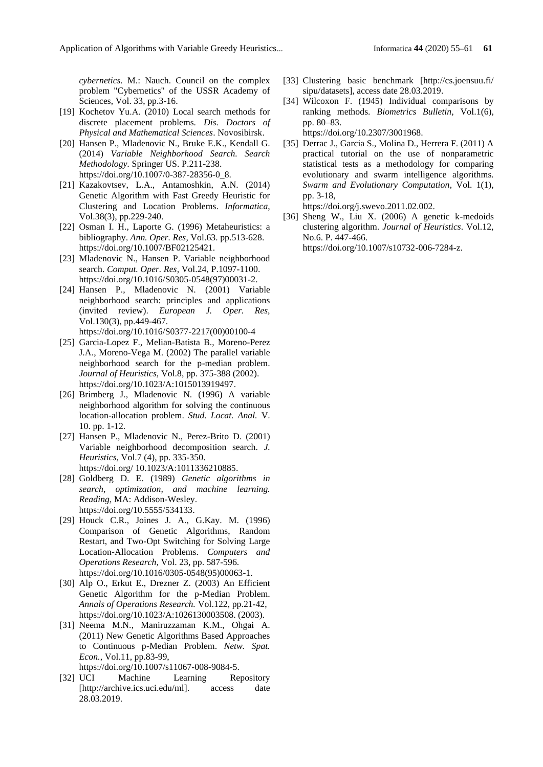*cybernetics.* M.: Nauch. Council on the complex problem "Cybernetics" of the USSR Academy of Sciences, Vol. 33, pp.3-16.

[19] Kochetov Yu.A. (2010) Local search methods for discrete placement problems. *Dis. Doctors of Physical and Mathematical Sciences*. Novosibirsk.

[20] Hansen P., Mladenovic N., Bruke E.K., Kendall G. (2014) *Variable Neighborhood Search. Search Methodology.* Springer US. P.211-238. https://doi.org/10.1007/0-387-28356-0_8.

[21] Kazakovtsev, L.A., Antamoshkin, A.N. (2014) Genetic Algorithm with Fast Greedy Heuristic for Clustering and Location Problems. *Informatica*, Vol.38(3), pp.229-240.

[22] Osman I. H., Laporte G. (1996) Metaheuristics: a bibliography. *Ann. Oper. Res,* Vol.63. pp.513-628. https://doi.org/10.1007/BF02125421.

[23] Mladenovic N., Hansen P. Variable neighborhood search. *Comput. Oper. Res*, Vol.24, P.1097-1100. https://doi.org/10.1016/S0305-0548(97)00031-2.

[24] Hansen P., Mladenovic N. (2001) Variable neighborhood search: principles and applications (invited review). *European J. Oper. Res,* Vol.130(3), pp.449-467. https://doi.org/10.1016/S0377-2217(00)00100-4

[25] Garcia-Lopez F., Melian-Batista B., Moreno-Perez J.A., Moreno-Vega M. (2002) The parallel variable neighborhood search for the p-median problem. *Journal of Heuristics*, Vol.8, pp. 375-388 (2002). https://doi.org/10.1023/A:1015013919497.

[26] Brimberg J., Mladenovic N. (1996) A variable neighborhood algorithm for solving the continuous location-allocation problem. *Stud. Locat. Anal.* V. 10. pp. 1-12.

[27] Hansen P., Mladenovic N., Perez-Brito D. (2001) Variable neighborhood decomposition search. *J. Heuristics*, Vol.7 (4), pp. 335-350. https://doi.org/ 10.1023/A:1011336210885.

[28] Goldberg D. E. (1989) *Genetic algorithms in search, optimization, and machine learning. Reading*, MA: Addison-Wesley. https://doi.org/10.5555/534133.

[29] Houck C.R., Joines J. A., G.Kay. M. (1996) Comparison of Genetic Algorithms, Random Restart, and Two-Opt Switching for Solving Large Location-Allocation Problems. *Computers and Operations Research*, Vol. 23, pp. 587-596. https://doi.org/10.1016/0305-0548(95)00063-1.

[30] Alp O., Erkut E., Drezner Z. (2003) An Efficient Genetic Algorithm for the p-Median Problem. *Annals of Operations Research.* Vol.122, pp.21-42, https://doi.org/10.1023/A:1026130003508. (2003).

[31] Neema M.N., Maniruzzaman K.M., Ohgai A. (2011) New Genetic Algorithms Based Approaches to Continuous p-Median Problem. *Netw. Spat. Econ.*, Vol.11, pp.83-99, https://doi.org/10.1007/s11067-008-9084-5.

[32] UCI Machine Learning Repository [http://archive.ics.uci.edu/ml]. access date 28.03.2019.

[33] Clustering basic benchmark [http://cs.joensuu.fi/sipu/datasets], access date 28.03.2019.

[34] Wilcoxon F. (1945) Individual comparisons by ranking methods. *Biometrics Bulletin*, Vol.1(6), pp. 80–83. https://doi.org/10.2307/3001968.

[35] Derrac J., Garcia S., Molina D., Herrera F. (2011) A practical tutorial on the use of nonparametric statistical tests as a methodology for comparing evolutionary and swarm intelligence algorithms. *Swarm and Evolutionary Computation*, Vol. 1(1), pp. 3-18, https://doi.org/j.swevo.2011.02.002.

[36] Sheng W., Liu X. (2006) A genetic k-medoids clustering algorithm. *Journal of Heuristics*. Vol.12, No.6. P. 447-466. https://doi.org/10.1007/s10732-006-7284-z.